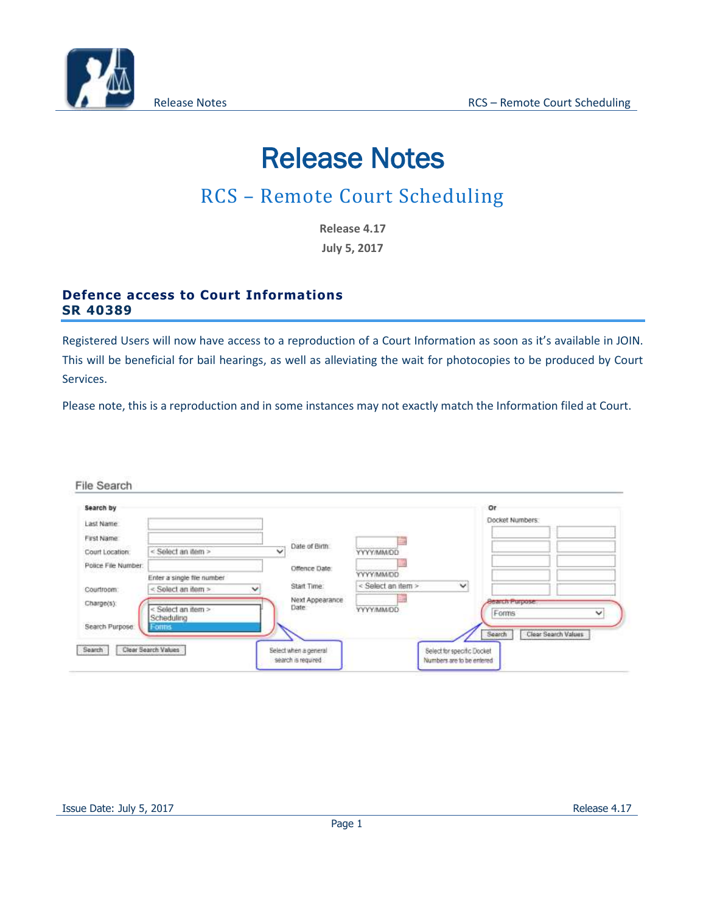# Release Notes

## RCS – Remote Court Scheduling

**Release 4.17**

**July 5, 2017**

### Defence access to Court Informations
### SR 40389

Registered Users will now have access to a reproduction of a Court Information as soon as it's available in JOIN. This will be beneficial for bail hearings, as well as alleviating the wait for photocopies to be produced by Court Services.

Please note, this is a reproduction and in some instances may not exactly match the Information filed at Court.

File Search

Search by

Last Name:

First Name:

Court Location: < Select an item >

Police File Number: Enter a single file number

Courtroom: < Select an item >

Charge(s):

Search Purpose: < Select an item > / Scheduling / Forms

Date of Birth: YYYY/MM/DD

Offence Date: YYYY/MM/DD

Start Time: < Select an item >

Next Appearance Date: YYYY/MM/DD

Search | Clear Search Values

Or

Docket Numbers:

Search Purpose: Forms

Search | Clear Search Values

Select when a general search is required

Select for specific Docket Numbers are to be entered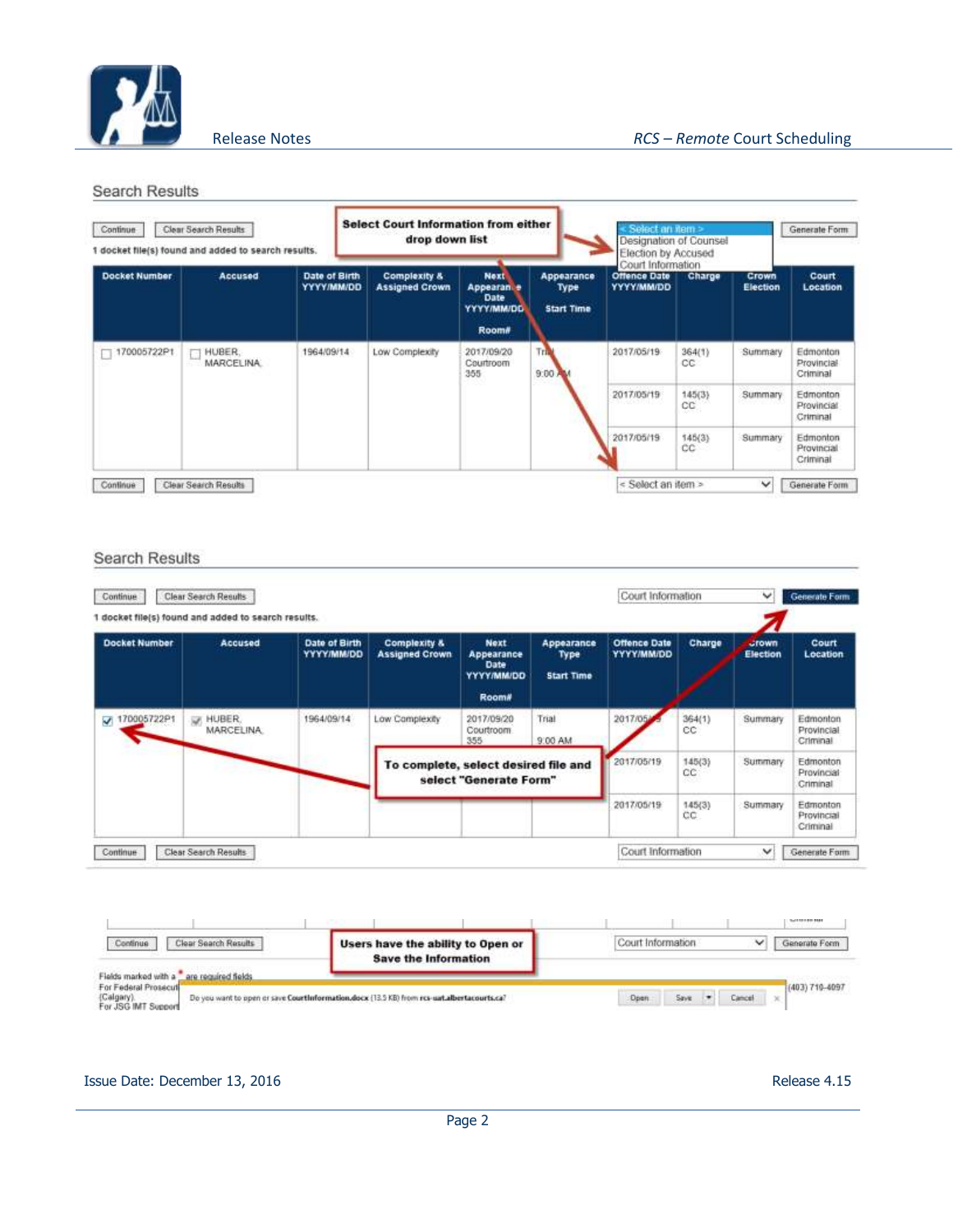## Search Results

Continue | Clear Search Results

1 docket file(s) found and added to search results.

**Select Court Information from either drop down list**

< Select an item >
Designation of Counsel
Election by Accused
Court Information

Generate Form

| Docket Number | Accused | Date of Birth YYYY/MM/DD | Complexity & Assigned Crown | Next Appearance Date YYYY/MM/DD Room# | Appearance Type Start Time | Offence Date YYYY/MM/DD | Charge | Crown Election | Court Location |
|---|---|---|---|---|---|---|---|---|---|
| 170005722P1 | HUBER, MARCELINA | 1964/09/14 | Low Complexity | 2017/09/20 Courtroom 355 | Trial 9:00 AM | 2017/05/19 | 364(1) CC | Summary | Edmonton Provincial Criminal |
| | | | | | | 2017/05/19 | 145(3) CC | Summary | Edmonton Provincial Criminal |
| | | | | | | 2017/05/19 | 145(3) CC | Summary | Edmonton Provincial Criminal |

Continue | Clear Search Results | < Select an item > | Generate Form

## Search Results

Continue | Clear Search Results | Court Information | Generate Form

1 docket file(s) found and added to search results.

| Docket Number | Accused | Date of Birth YYYY/MM/DD | Complexity & Assigned Crown | Next Appearance Date YYYY/MM/DD Room# | Appearance Type Start Time | Offence Date YYYY/MM/DD | Charge | Crown Election | Court Location |
|---|---|---|---|---|---|---|---|---|---|
| ☑ 170005722P1 | HUBER, MARCELINA | 1964/09/14 | Low Complexity | 2017/09/20 Courtroom 355 | Trial 9:00 AM | 2017/05/19 | 364(1) CC | Summary | Edmonton Provincial Criminal |
| | | | | | | 2017/05/19 | 145(3) CC | Summary | Edmonton Provincial Criminal |
| | | | | | | 2017/05/19 | 145(3) CC | Summary | Edmonton Provincial Criminal |

**To complete, select desired file and select "Generate Form"**

Continue | Clear Search Results | Court Information | Generate Form

Continue | Clear Search Results | Court Information | Generate Form

**Users have the ability to Open or Save the Information**

Fields marked with a * are required fields
For Federal Prosecut... (Calgary)... For JSG IMT Support... (403) 710-4097

Do you want to open or save CourtInformation.docx (13.5 KB) from rcs-uat.albertacourts.ca?  Open | Save | Cancel

Issue Date: December 13, 2016 | Release 4.15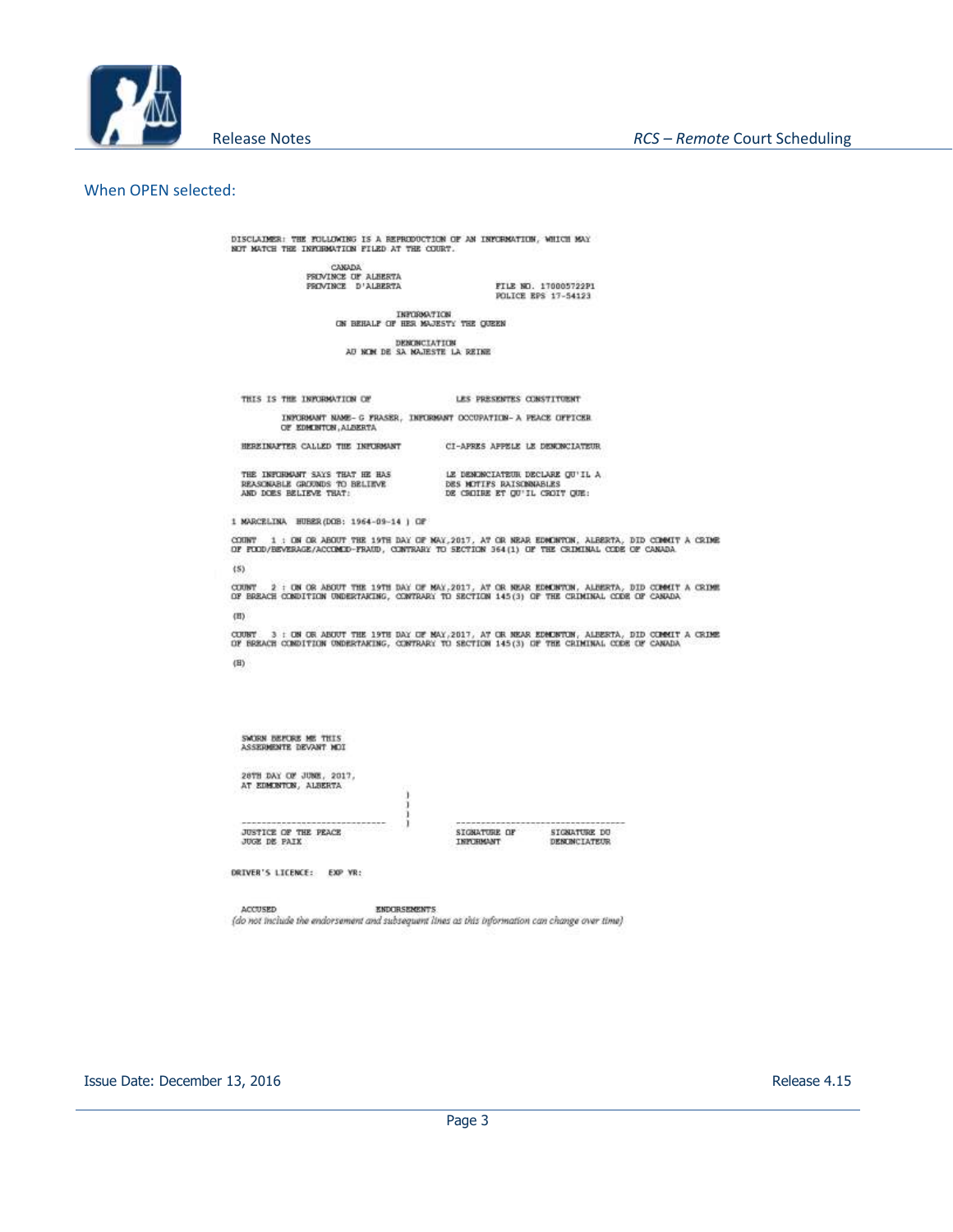When OPEN selected:

```
DISCLAIMER: THE FOLLOWING IS A REPRODUCTION OF AN INFORMATION, WHICH MAY
NOT MATCH THE INFORMATION FILED AT THE COURT.

                CANADA
                PROVINCE OF ALBERTA
                PROVINCE  D'ALBERTA
                                                    FILE NO. 170005722P1
                                                    POLICE EPS 17-54123

                        INFORMATION
              ON BEHALF OF HER MAJESTY THE QUEEN

                        DENONCIATION
                AU NOM DE SA MAJESTE LA REINE


  THIS IS THE INFORMATION OF                 LES PRESENTES CONSTITUENT

        INFORMANT NAME- G FRASER, INFORMANT OCCUPATION- A PEACE OFFICER
        OF EDMONTON,ALBERTA

  HEREINAFTER CALLED THE INFORMANT          CI-APRES APPELE LE DENONCIATEUR


  THE INFORMANT SAYS THAT HE HAS            LE DENONCIATEUR DECLARE QU'IL A
  REASONABLE GROUNDS TO BELIEVE             DES MOTIFS RAISONNABLES
  AND DOES BELIEVE THAT:                    DE CROIRE ET QU'IL CROIT QUE:

1 MARCELINA  HUBER(DOB: 1964-09-14 ) OF

COUNT   1 : ON OR ABOUT THE 19TH DAY OF MAY,2017, AT OR NEAR EDMONTON, ALBERTA, DID COMMIT A CRIME
OF FOOD/BEVERAGE/ACCOMOD-FRAUD, CONTRARY TO SECTION 364(1) OF THE CRIMINAL CODE OF CANADA

(S)

COUNT   2 : ON OR ABOUT THE 19TH DAY OF MAY,2017, AT OR NEAR EDMONTON, ALBERTA, DID COMMIT A CRIME
OF BREACH CONDITION UNDERTAKING, CONTRARY TO SECTION 145(3) OF THE CRIMINAL CODE OF CANADA

(H)

COUNT   3 : ON OR ABOUT THE 19TH DAY OF MAY,2017, AT OR NEAR EDMONTON, ALBERTA, DID COMMIT A CRIME
OF BREACH CONDITION UNDERTAKING, CONTRARY TO SECTION 145(3) OF THE CRIMINAL CODE OF CANADA

(H)



  SWORN BEFORE ME THIS
  ASSERMENTE DEVANT MOI

  20TH DAY OF JUNE, 2017,
  AT EDMONTON, ALBERTA
                                    )
                                    )
                                    )
  -----------------------------     )    ----------------------------------
  JUSTICE OF THE PEACE                   SIGNATURE OF        SIGNATURE DU
  JUGE DE PAIX                           INFORMANT           DENONCIATEUR

DRIVER'S LICENCE:   EXP YR:


  ACCUSED                   ENDORSEMENTS
```

*(do not include the endorsement and subsequent lines as this information can change over time)*

Issue Date: December 13, 2016

Release 4.15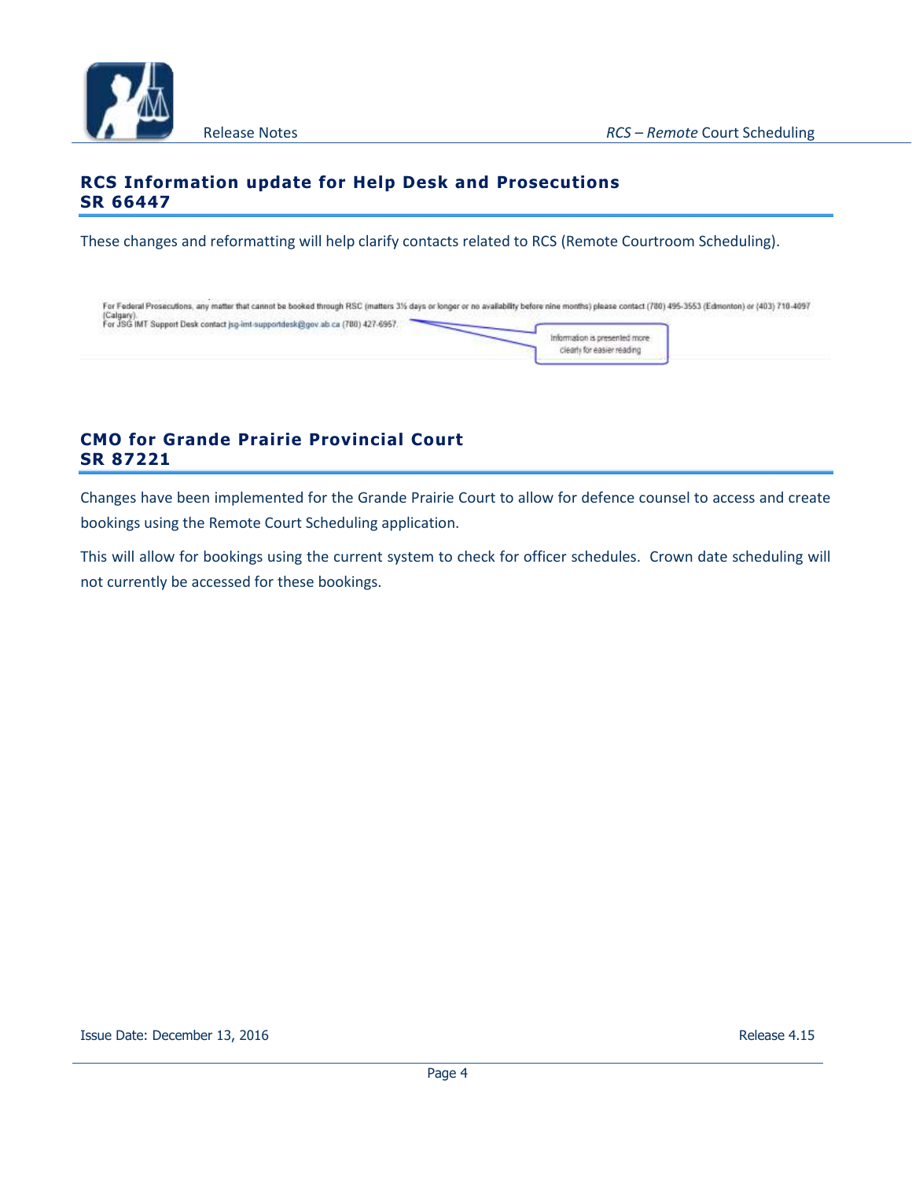## RCS Information update for Help Desk and Prosecutions
## SR 66447

These changes and reformatting will help clarify contacts related to RCS (Remote Courtroom Scheduling).

For Federal Prosecutions, any matter that cannot be booked through RSC (matters 3½ days or longer or no availability before nine months) please contact (780) 495-3553 (Edmonton) or (403) 710-4097 (Calgary).
For JSG IMT Support Desk contact jsg-imt-supportdesk@gov.ab.ca (780) 427-6957.

Information is presented more clearly for easier reading

## CMO for Grande Prairie Provincial Court
## SR 87221

Changes have been implemented for the Grande Prairie Court to allow for defence counsel to access and create bookings using the Remote Court Scheduling application.

This will allow for bookings using the current system to check for officer schedules. Crown date scheduling will not currently be accessed for these bookings.

Issue Date: December 13, 2016 Release 4.15